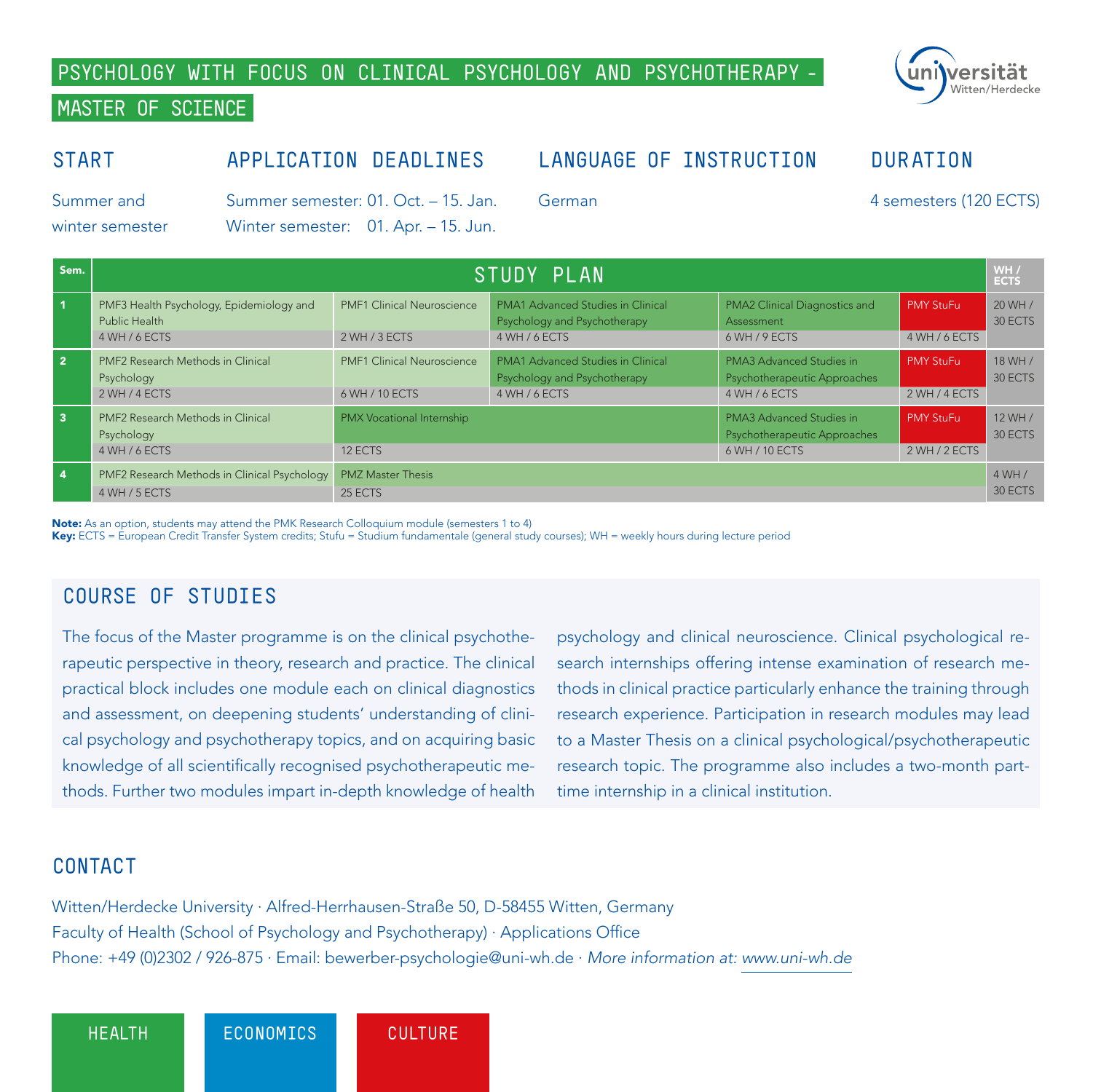# PSYCHOLOGY WITH FOCUS ON CLINICAL PSYCHOLOGY AND PSYCHOTHERAPY – MASTER OF SCIENCE

universität Witten/Herdecke

| START | APPLICATION DEADLINES | LANGUAGE OF INSTRUCTION | DURATION |
|---|---|---|---|
| Summer and winter semester | Summer semester: 01. Oct. – 15. Jan.<br>Winter semester: 01. Apr. – 15. Jun. | German | 4 semesters (120 ECTS) |

| Sem. | STUDY PLAN | | | | | WH / ECTS |
|---|---|---|---|---|---|---|
| 1 | PMF3 Health Psychology, Epidemiology and Public Health<br>4 WH / 6 ECTS | PMF1 Clinical Neuroscience<br>2 WH / 3 ECTS | PMA1 Advanced Studies in Clinical Psychology and Psychotherapy<br>4 WH / 6 ECTS | PMA2 Clinical Diagnostics and Assessment<br>6 WH / 9 ECTS | PMY StuFu<br>4 WH / 6 ECTS | 20 WH / 30 ECTS |
| 2 | PMF2 Research Methods in Clinical Psychology<br>2 WH / 4 ECTS | PMF1 Clinical Neuroscience<br>6 WH / 10 ECTS | PMA1 Advanced Studies in Clinical Psychology and Psychotherapy<br>4 WH / 6 ECTS | PMA3 Advanced Studies in Psychotherapeutic Approaches<br>4 WH / 6 ECTS | PMY StuFu<br>2 WH / 4 ECTS | 18 WH / 30 ECTS |
| 3 | PMF2 Research Methods in Clinical Psychology<br>4 WH / 6 ECTS | PMX Vocational Internship<br>12 ECTS | | PMA3 Advanced Studies in Psychotherapeutic Approaches<br>6 WH / 10 ECTS | PMY StuFu<br>2 WH / 2 ECTS | 12 WH / 30 ECTS |
| 4 | PMF2 Research Methods in Clinical Psychology<br>4 WH / 5 ECTS | PMZ Master Thesis<br>25 ECTS | | | | 4 WH / 30 ECTS |

**Note:** As an option, students may attend the PMK Research Colloquium module (semesters 1 to 4)
**Key:** ECTS = European Credit Transfer System credits; Stufu = Studium fundamentale (general study courses); WH = weekly hours during lecture period

## COURSE OF STUDIES

The focus of the Master programme is on the clinical psychotherapeutic perspective in theory, research and practice. The clinical practical block includes one module each on clinical diagnostics and assessment, on deepening students' understanding of clinical psychology and psychotherapy topics, and on acquiring basic knowledge of all scientifically recognised psychotherapeutic methods. Further two modules impart in-depth knowledge of health psychology and clinical neuroscience. Clinical psychological research internships offering intense examination of research methods in clinical practice particularly enhance the training through research experience. Participation in research modules may lead to a Master Thesis on a clinical psychological/psychotherapeutic research topic. The programme also includes a two-month part-time internship in a clinical institution.

## CONTACT

Witten/Herdecke University · Alfred-Herrhausen-Straße 50, D-58455 Witten, Germany
Faculty of Health (School of Psychology and Psychotherapy) · Applications Office
Phone: +49 (0)2302 / 926-875 · Email: bewerber-psychologie@uni-wh.de · *More information at: www.uni-wh.de*

HEALTH ECONOMICS CULTURE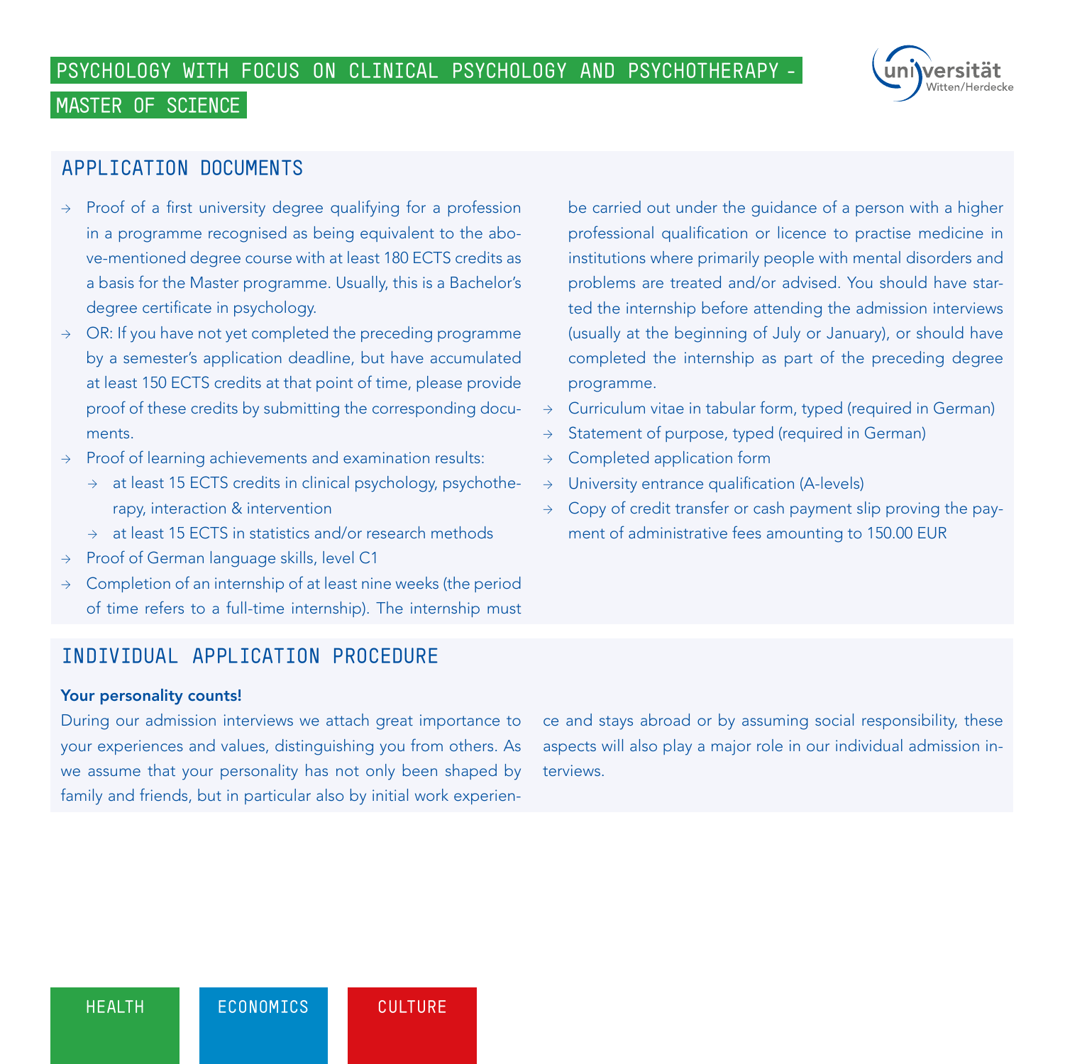# PSYCHOLOGY WITH FOCUS ON CLINICAL PSYCHOLOGY AND PSYCHOTHERAPY - MASTER OF SCIENCE

## APPLICATION DOCUMENTS

- Proof of a first university degree qualifying for a profession in a programme recognised as being equivalent to the above-mentioned degree course with at least 180 ECTS credits as a basis for the Master programme. Usually, this is a Bachelor's degree certificate in psychology.
- OR: If you have not yet completed the preceding programme by a semester's application deadline, but have accumulated at least 150 ECTS credits at that point of time, please provide proof of these credits by submitting the corresponding documents.
- Proof of learning achievements and examination results:
  - at least 15 ECTS credits in clinical psychology, psychotherapy, interaction & intervention
  - at least 15 ECTS in statistics and/or research methods
- Proof of German language skills, level C1
- Completion of an internship of at least nine weeks (the period of time refers to a full-time internship). The internship must be carried out under the guidance of a person with a higher professional qualification or licence to practise medicine in institutions where primarily people with mental disorders and problems are treated and/or advised. You should have started the internship before attending the admission interviews (usually at the beginning of July or January), or should have completed the internship as part of the preceding degree programme.
- Curriculum vitae in tabular form, typed (required in German)
- Statement of purpose, typed (required in German)
- Completed application form
- University entrance qualification (A-levels)
- Copy of credit transfer or cash payment slip proving the payment of administrative fees amounting to 150.00 EUR

## INDIVIDUAL APPLICATION PROCEDURE

**Your personality counts!**

During our admission interviews we attach great importance to your experiences and values, distinguishing you from others. As we assume that your personality has not only been shaped by family and friends, but in particular also by initial work experience and stays abroad or by assuming social responsibility, these aspects will also play a major role in our individual admission interviews.

HEALTH

ECONOMICS

CULTURE